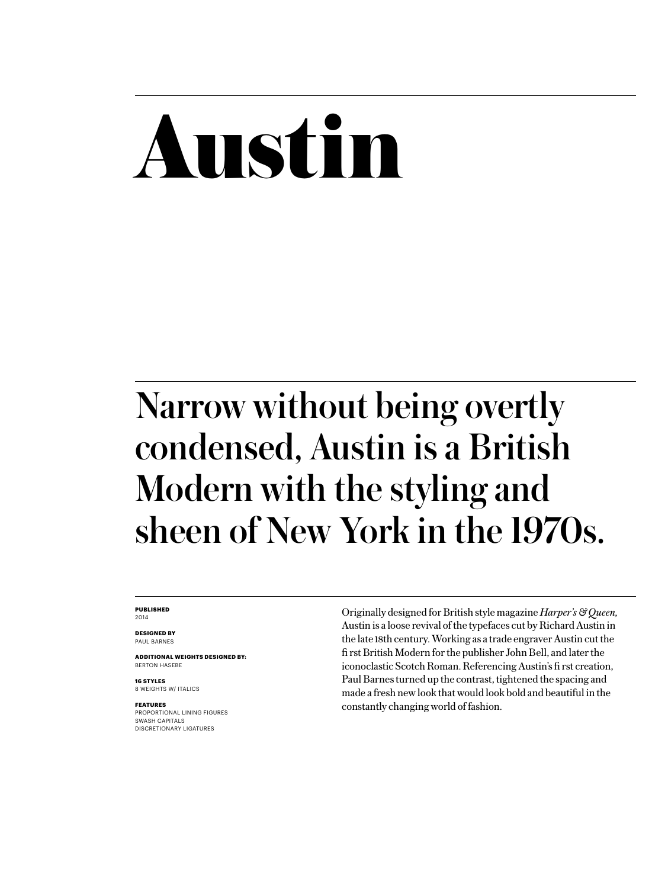# Austin

## Narrow without being overtly condensed, Austin is a British Modern with the styling and sheen of New York in the 1970s.

**PUBLISHED**
2014

**DESIGNED BY**
PAUL BARNES

**ADDITIONAL WEIGHTS DESIGNED BY:**
BERTON HASEBE

**16 STYLES**
8 WEIGHTS W/ ITALICS

**FEATURES**
PROPORTIONAL LINING FIGURES
SWASH CAPITALS
DISCRETIONARY LIGATURES

Originally designed for British style magazine *Harper's & Queen,* Austin is a loose revival of the typefaces cut by Richard Austin in the late 18th century. Working as a trade engraver Austin cut the first British Modern for the publisher John Bell, and later the iconoclastic Scotch Roman. Referencing Austin's first creation, Paul Barnes turned up the contrast, tightened the spacing and made a fresh new look that would look bold and beautiful in the constantly changing world of fashion.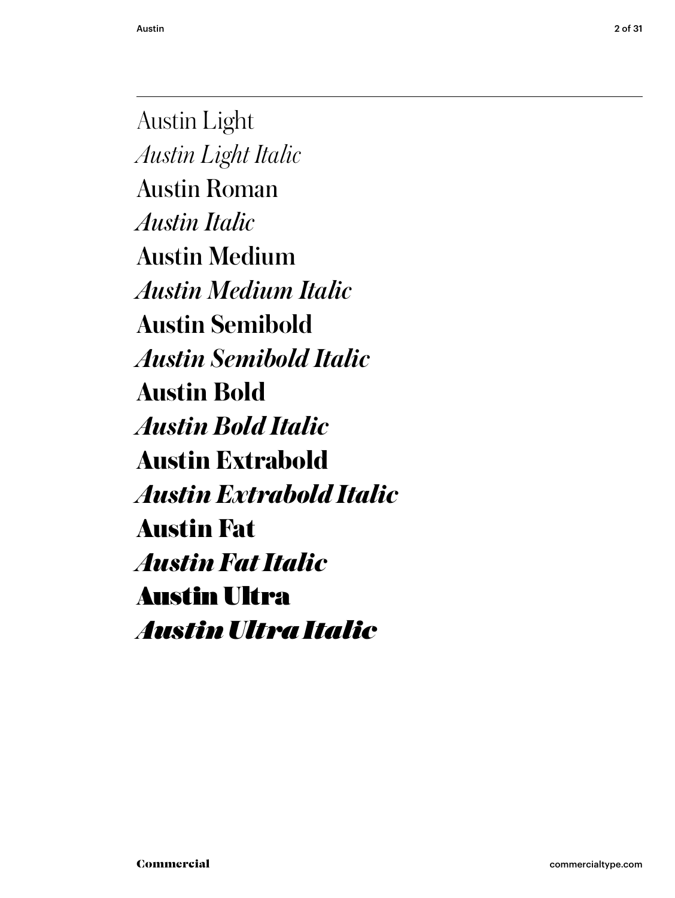Austin Light

*Austin Light Italic*

Austin Roman

*Austin Italic*

Austin Medium

*Austin Medium Italic*

**Austin Semibold**

***Austin Semibold Italic***

**Austin Bold**

***Austin Bold Italic***

**Austin Extrabold**

***Austin Extrabold Italic***

**Austin Fat**

***Austin Fat Italic***

**Austin Ultra**

***Austin Ultra Italic***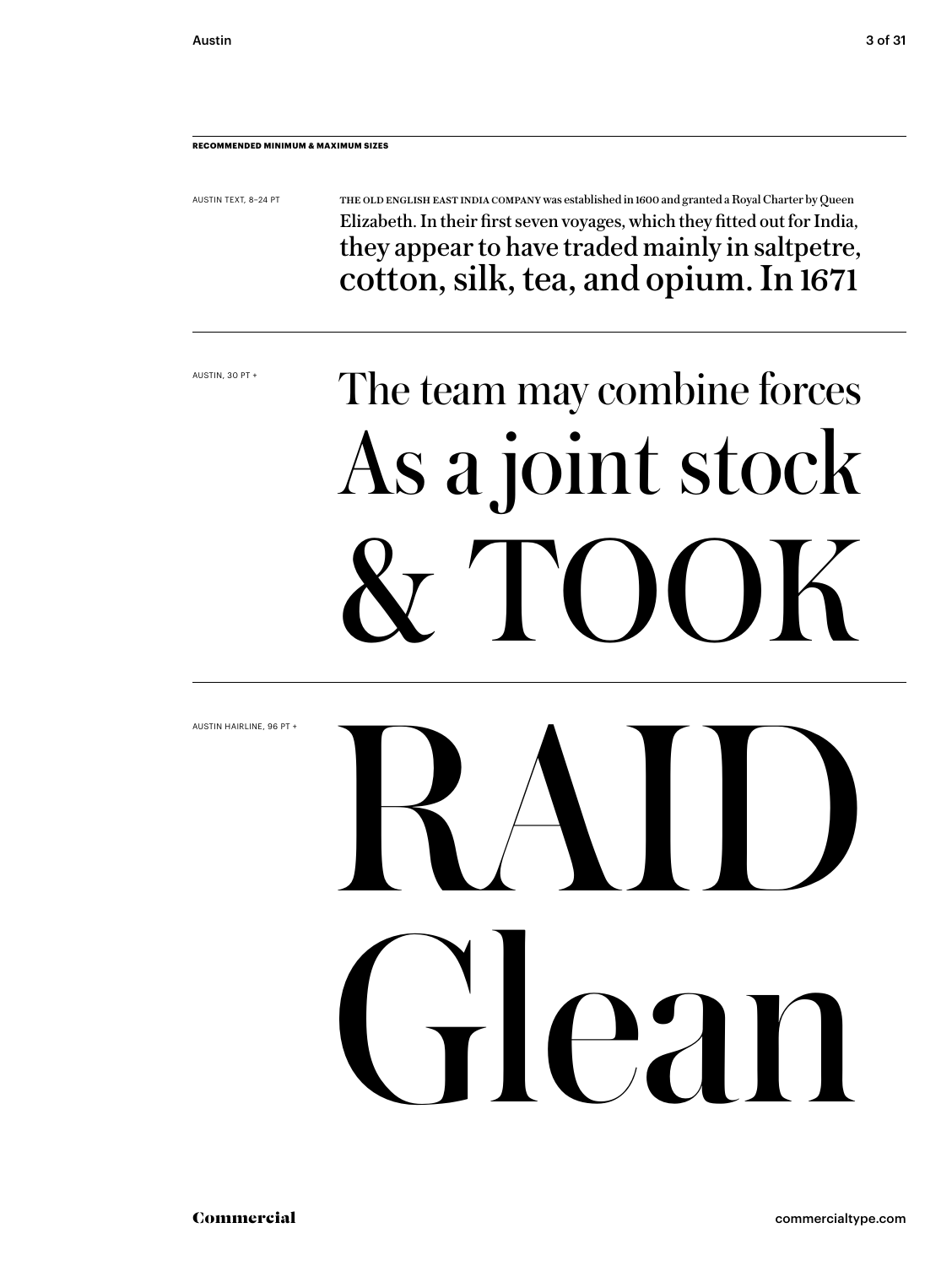**RECOMMENDED MINIMUM & MAXIMUM SIZES**

AUSTIN TEXT, 8–24 PT

THE OLD ENGLISH EAST INDIA COMPANY was established in 1600 and granted a Royal Charter by Queen Elizabeth. In their first seven voyages, which they fitted out for India, they appear to have traded mainly in saltpetre, cotton, silk, tea, and opium. In 1671

AUSTIN, 30 PT +

The team may combine forces
As a joint stock
& TOOK

AUSTIN HAIRLINE, 96 PT +

RAID
Glean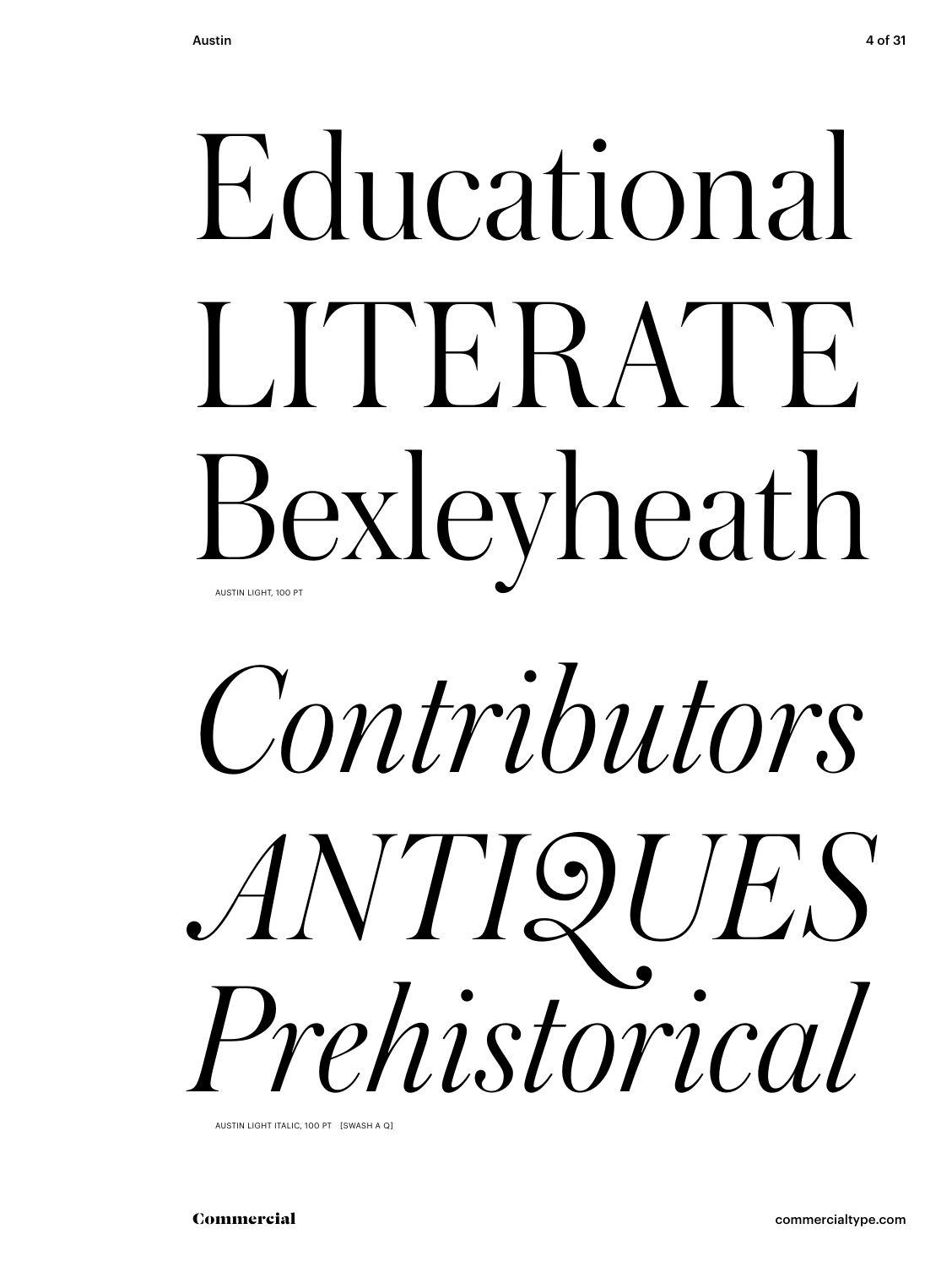# Educational LITERATE Bexleyheath

AUSTIN LIGHT, 100 PT

# *Contributors ANTIQUES Prehistorical*

AUSTIN LIGHT ITALIC, 100 PT [SWASH A Q]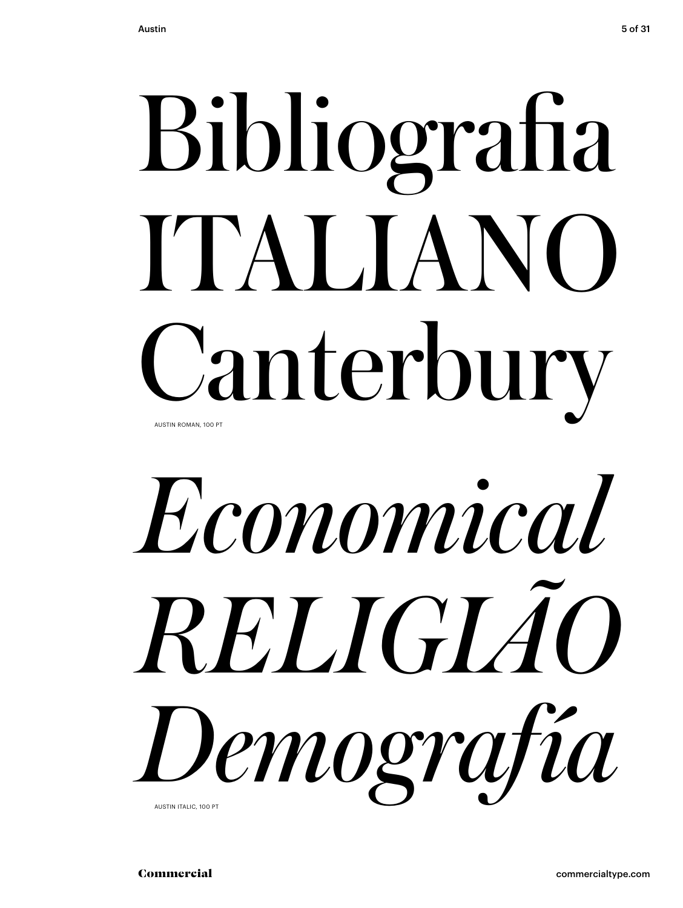Bibliografia
ITALIANO
Canterbury

AUSTIN ROMAN, 100 PT

*Economical*
*RELIGIÃO*
*Demografía*

AUSTIN ITALIC, 100 PT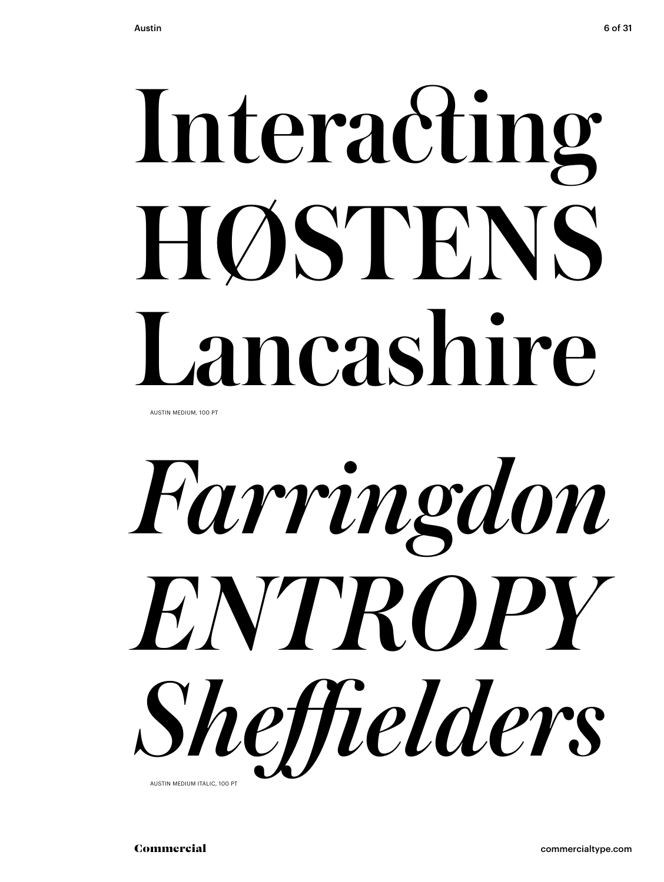# Interacting
# HØSTENS
# Lancashire

AUSTIN MEDIUM, 100 PT

# *Farringdon*
# *ENTROPY*
# *Sheffielders*

AUSTIN MEDIUM ITALIC, 100 PT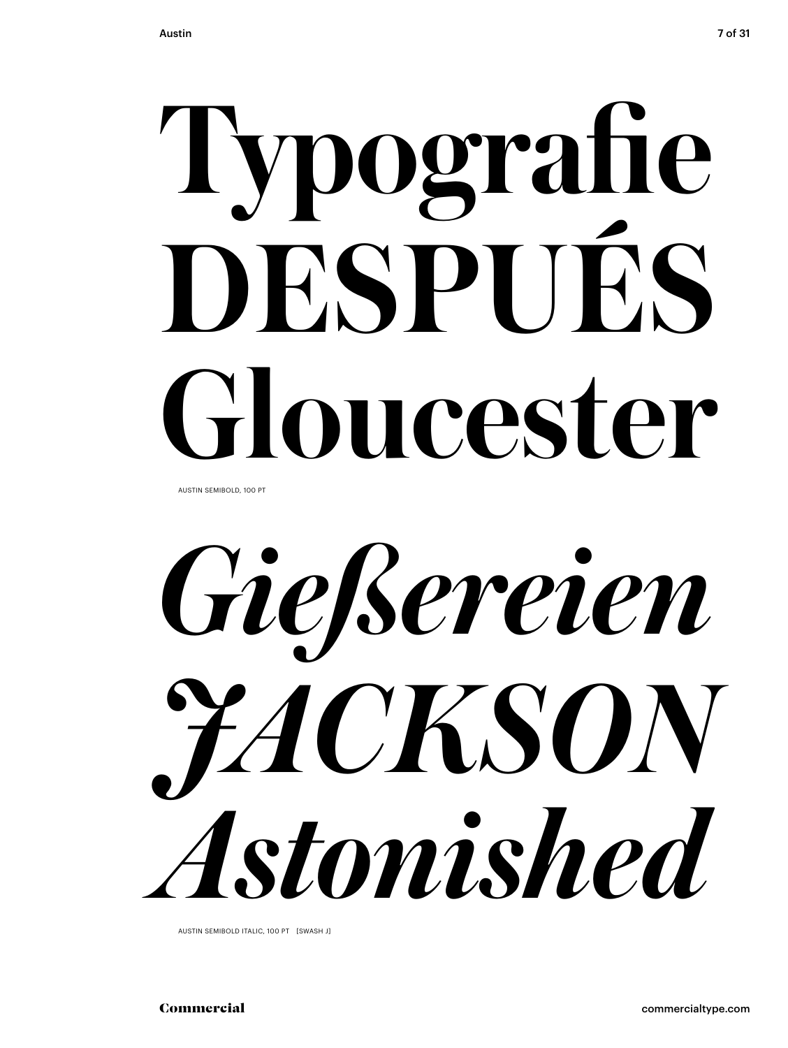# Typografie DESPUÉS Gloucester

AUSTIN SEMIBOLD, 100 PT

*Gießereien JACKSON Astonished*

AUSTIN SEMIBOLD ITALIC, 100 PT [SWASH J]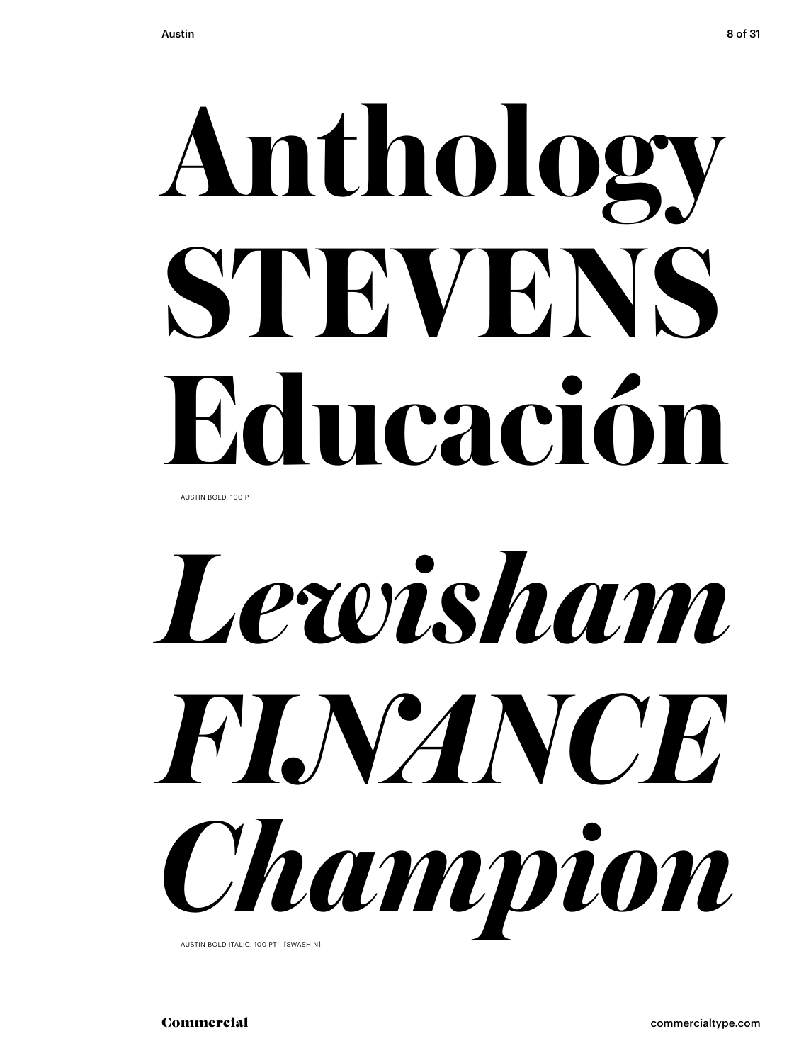# Anthology
# STEVENS
# Educación

AUSTIN BOLD, 100 PT

# *Lewisham*
# *FINANCE*
# *Champion*

AUSTIN BOLD ITALIC, 100 PT [SWASH N]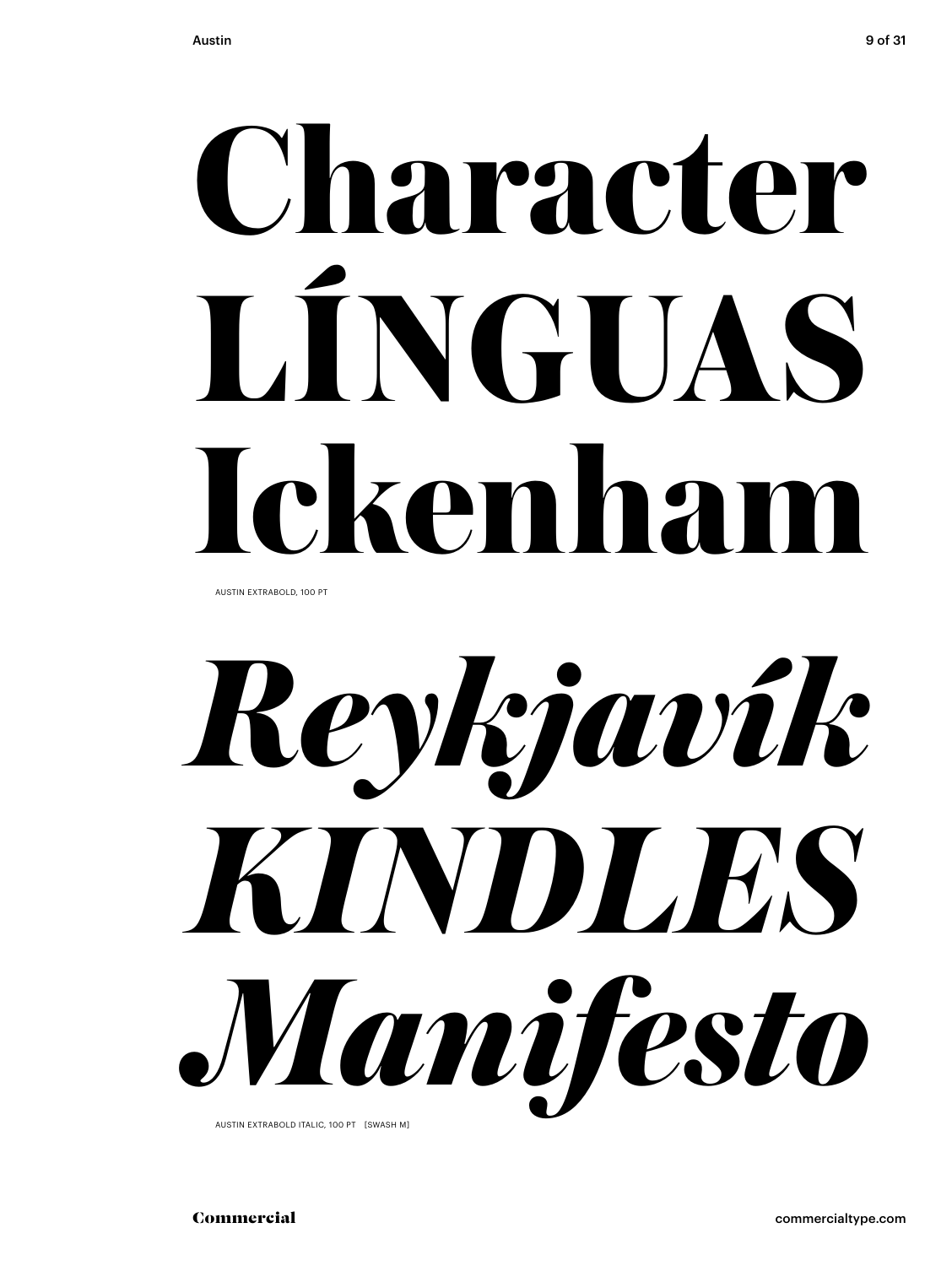# Character
# LÍNGUAS
# Ickenham

AUSTIN EXTRABOLD, 100 PT

# *Reykjavík*
# *KINDLES*
# *Manifesto*

AUSTIN EXTRABOLD ITALIC, 100 PT [SWASH M]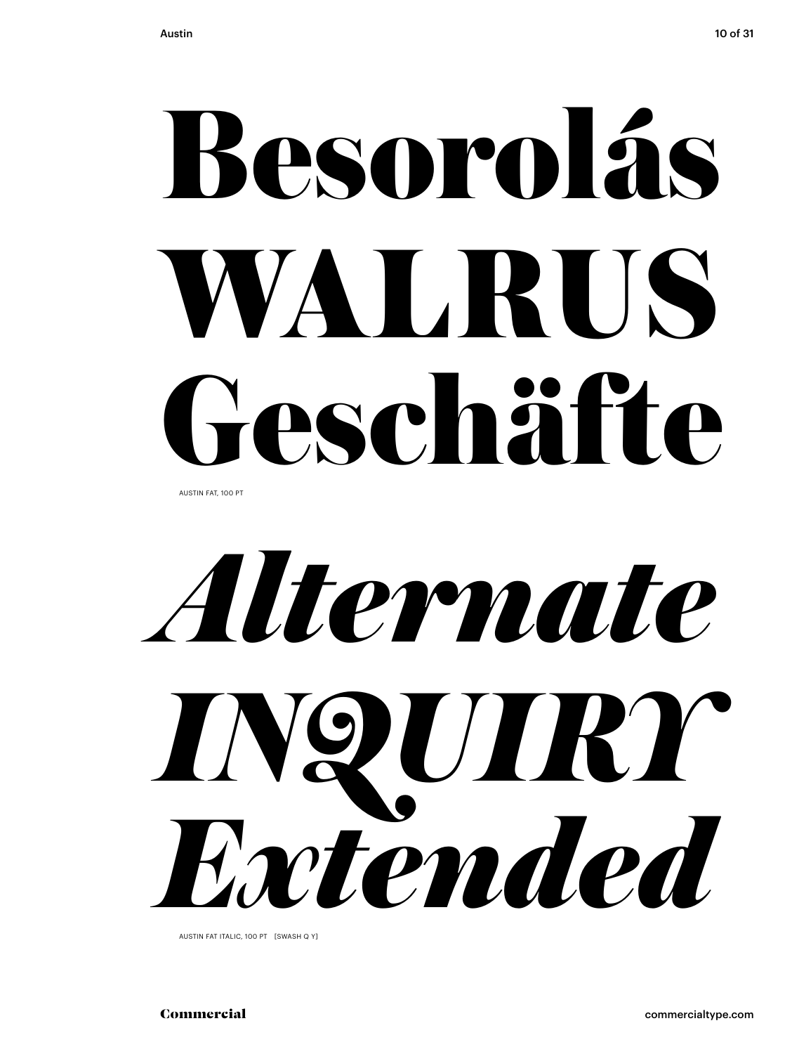# Besorolás
# WALRUS
# Geschäfte

AUSTIN FAT, 100 PT

# *Alternate*
# *INQUIRY*
# *Extended*

AUSTIN FAT ITALIC, 100 PT [SWASH Q Y]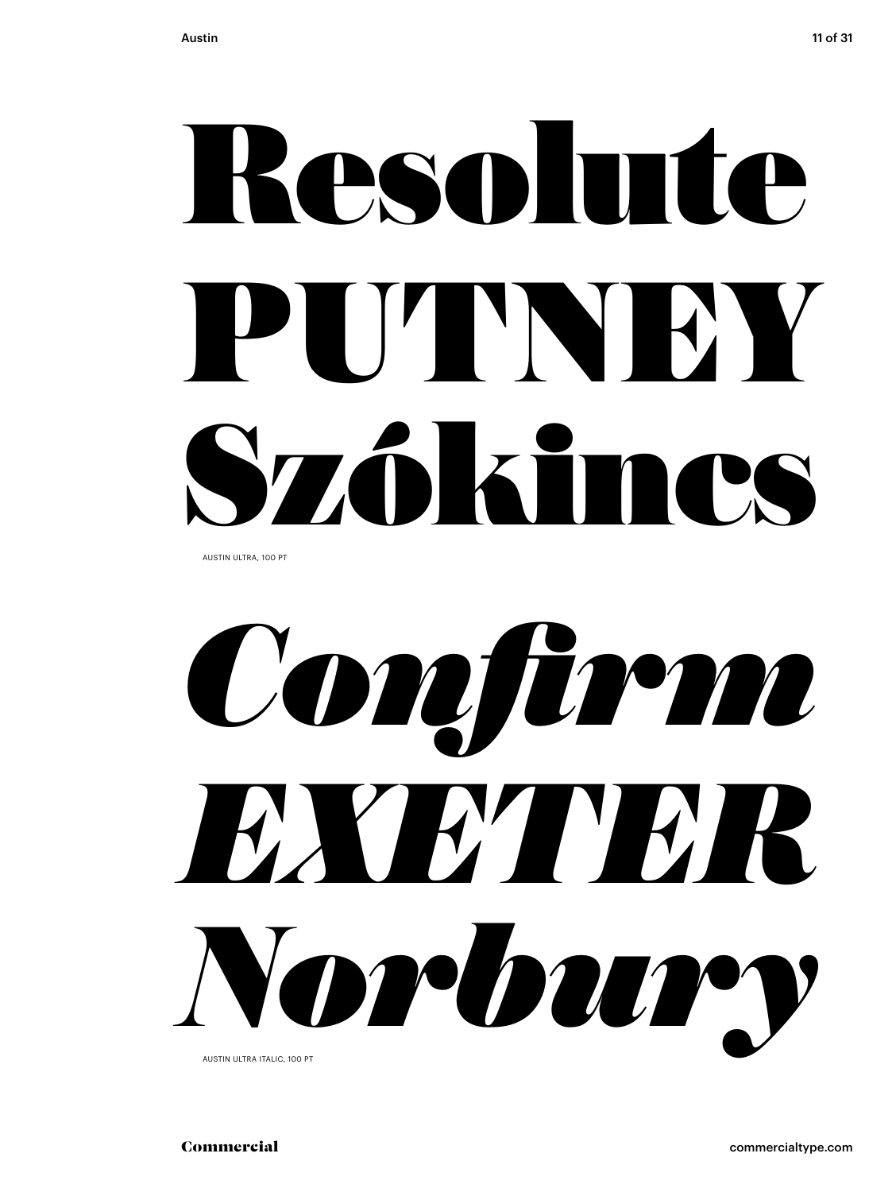Resolute
PUTNEY
Szókincs

AUSTIN ULTRA, 100 PT

*Confirm*
*EXETER*
*Norbury*

AUSTIN ULTRA ITALIC, 100 PT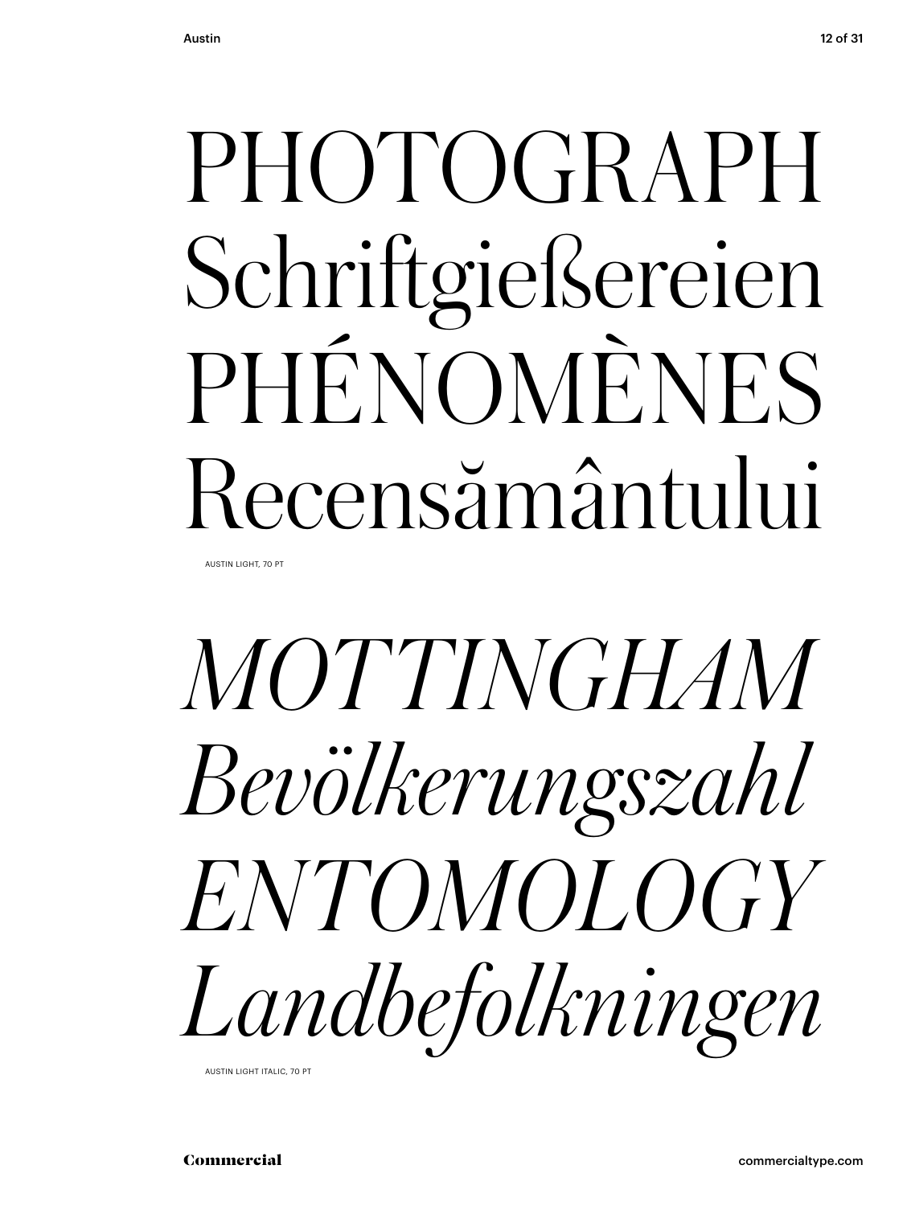PHOTOGRAPH
Schriftgießereien
PHÉNOMÈNES
Recensământului

AUSTIN LIGHT, 70 PT

*MOTTINGHAM*
*Bevölkerungszahl*
*ENTOMOLOGY*
*Landbefolkningen*

AUSTIN LIGHT ITALIC, 70 PT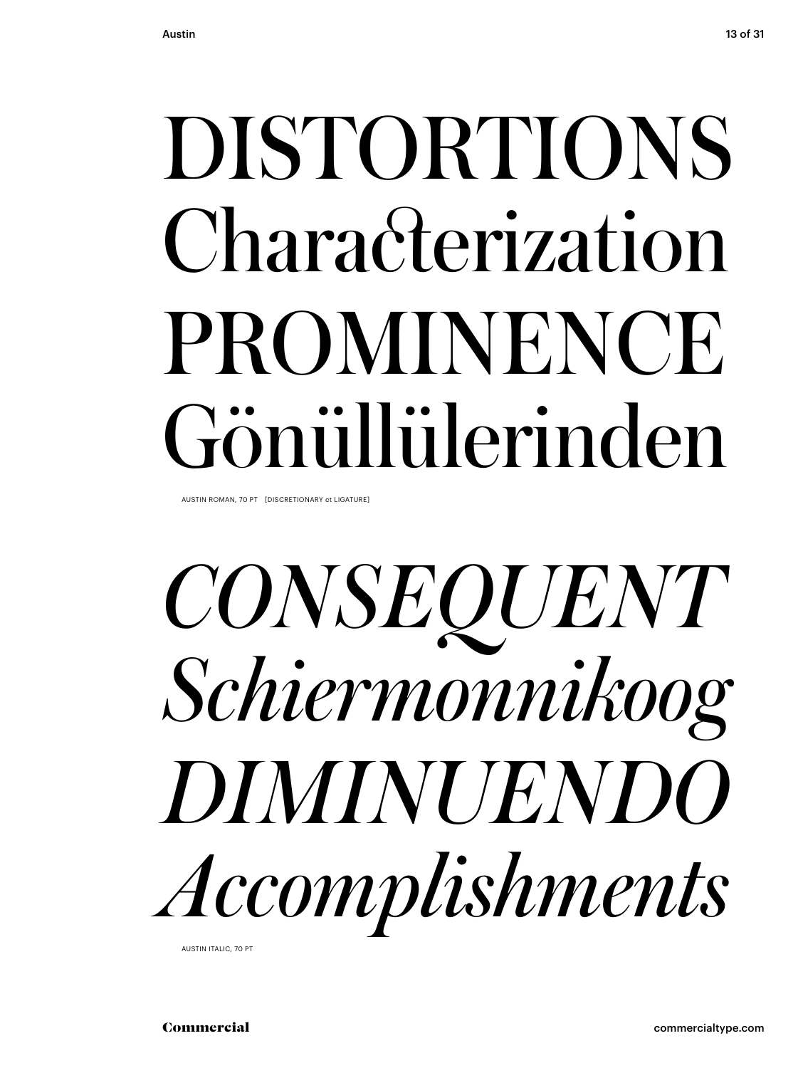DISTORTIONS

Characterization

PROMINENCE

Gönüllülerinden

AUSTIN ROMAN, 70 PT [DISCRETIONARY ct LIGATURE]

*CONSEQUENT*

*Schiermonnikoog*

*DIMINUENDO*

*Accomplishments*

AUSTIN ITALIC, 70 PT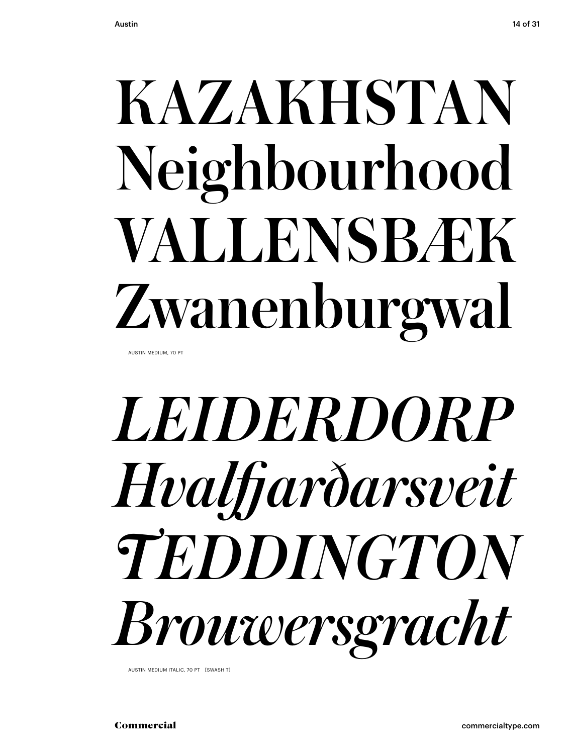KAZAKHSTAN
Neighbourhood
VALLENSBÆK
Zwanenburgwal

AUSTIN MEDIUM, 70 PT

*LEIDERDORP*
*Hvalfjarðarsveit*
*TEDDINGTON*
*Brouwersgracht*

AUSTIN MEDIUM ITALIC, 70 PT [SWASH T]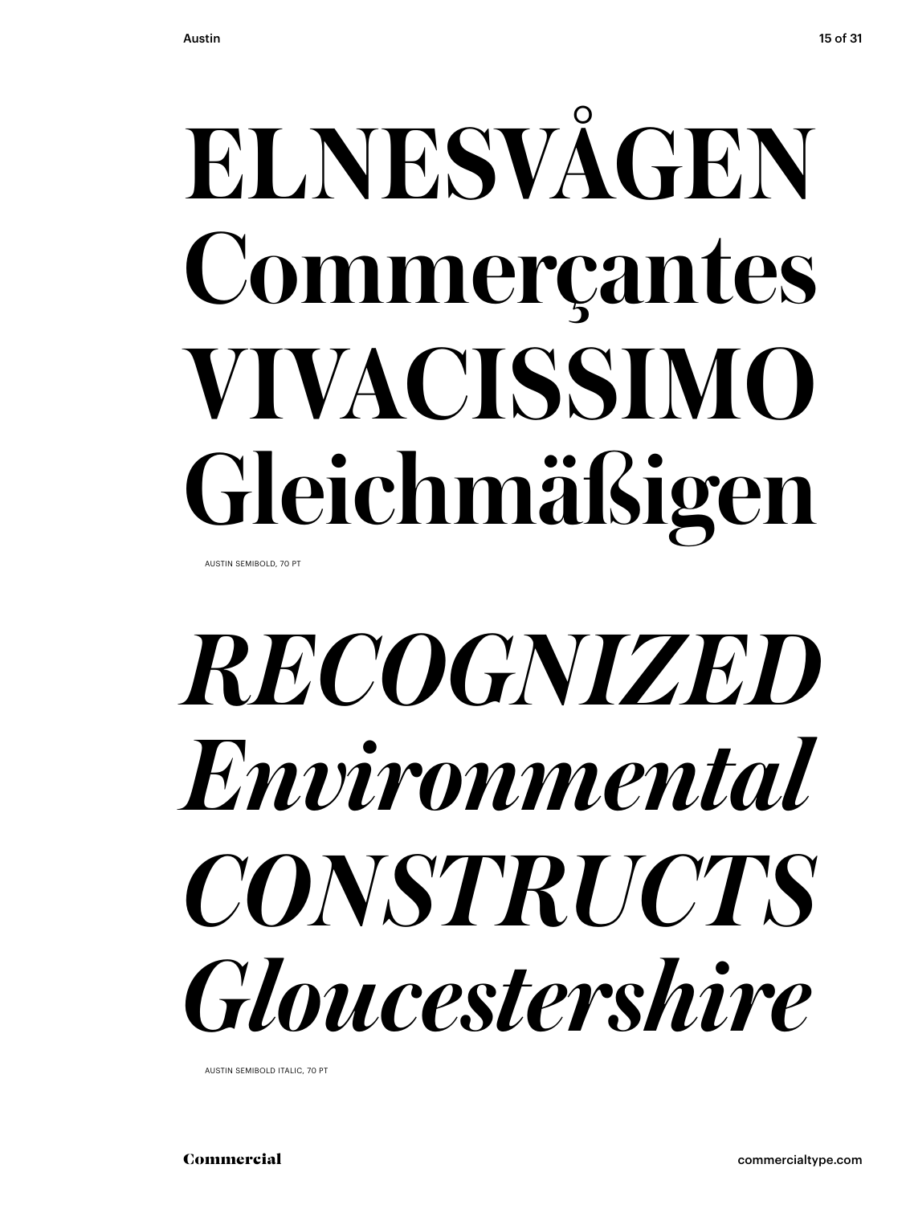# ELNESVÅGEN
# Commerçantes
# VIVACISSIMO
# Gleichmäßigen

AUSTIN SEMIBOLD, 70 PT

# *RECOGNIZED*
# *Environmental*
# *CONSTRUCTS*
# *Gloucestershire*

AUSTIN SEMIBOLD ITALIC, 70 PT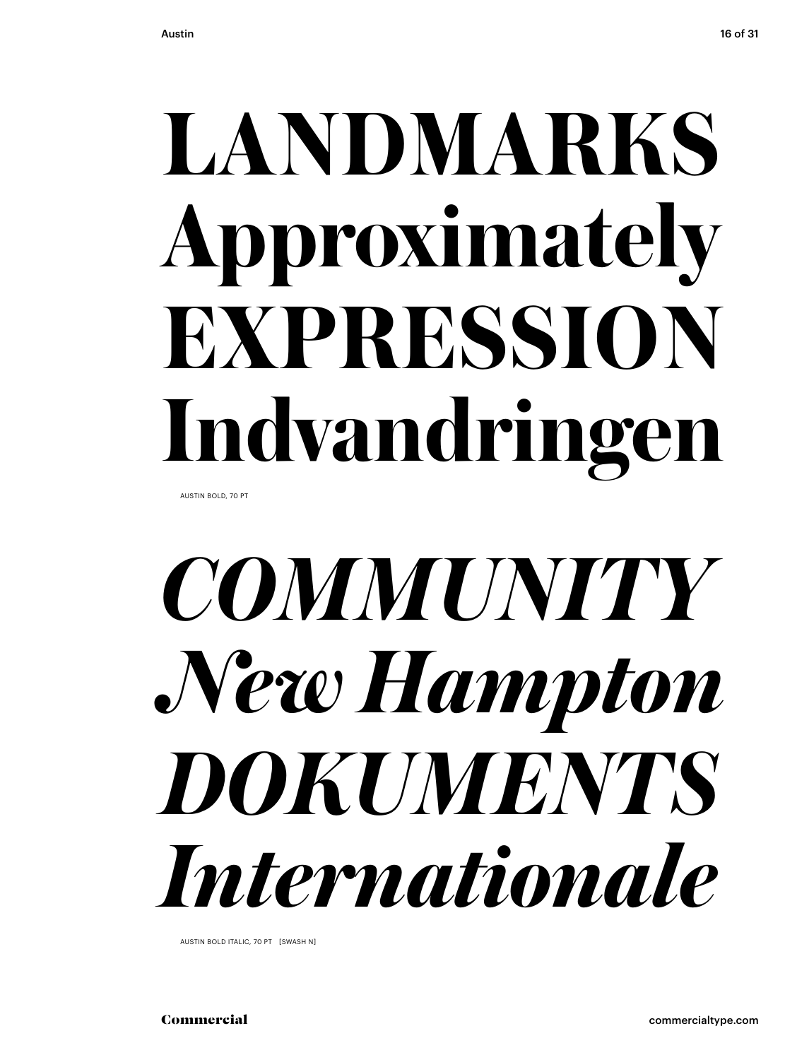# LANDMARKS
# Approximately
# EXPRESSION
# Indvandringen

AUSTIN BOLD, 70 PT

# *COMMUNITY*
# *New Hampton*
# *DOKUMENTS*
# *Internationale*

AUSTIN BOLD ITALIC, 70 PT [SWASH N]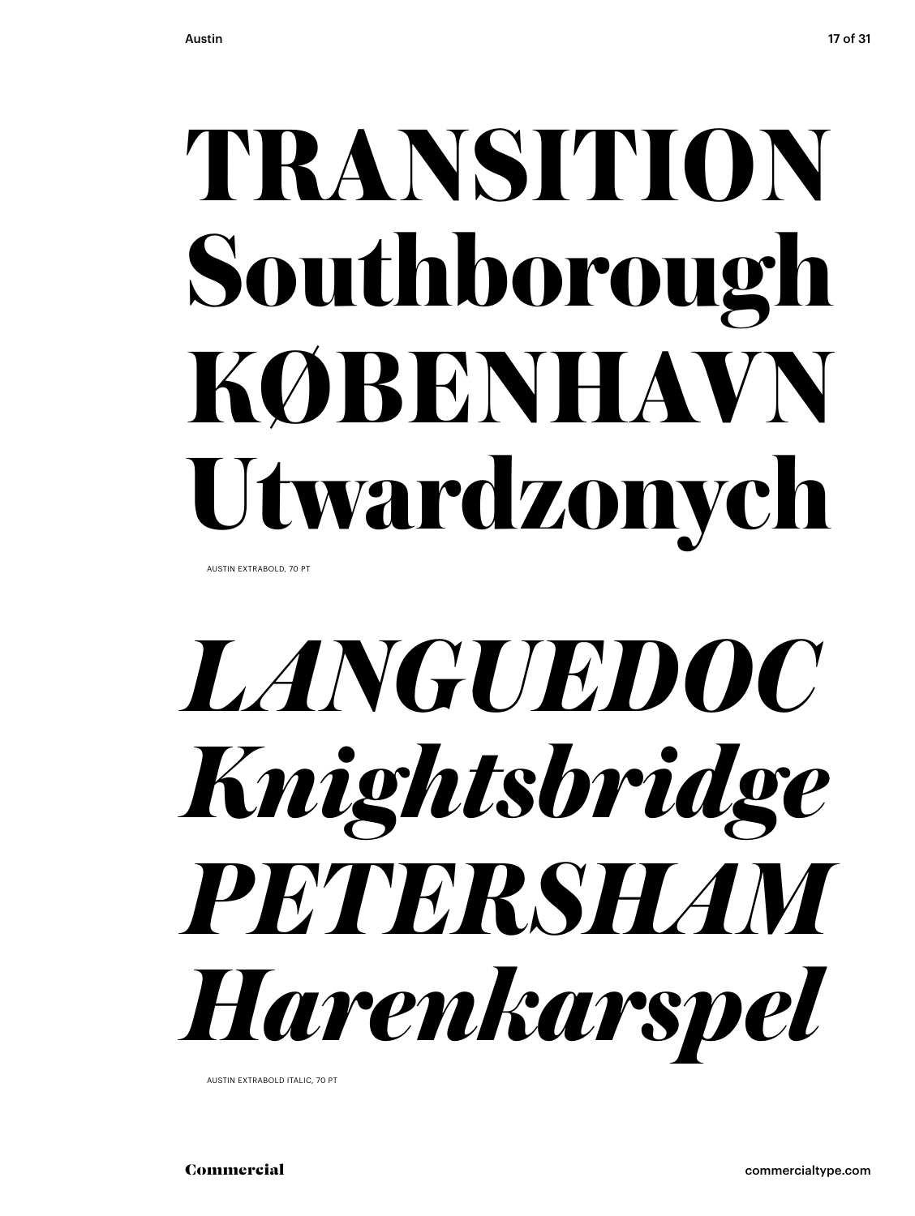# TRANSITION
# Southborough
# KØBENHAVN
# Utwardzonych

AUSTIN EXTRABOLD, 70 PT

# *LANGUEDOC*
# *Knightsbridge*
# *PETERSHAM*
# *Harenkarspel*

AUSTIN EXTRABOLD ITALIC, 70 PT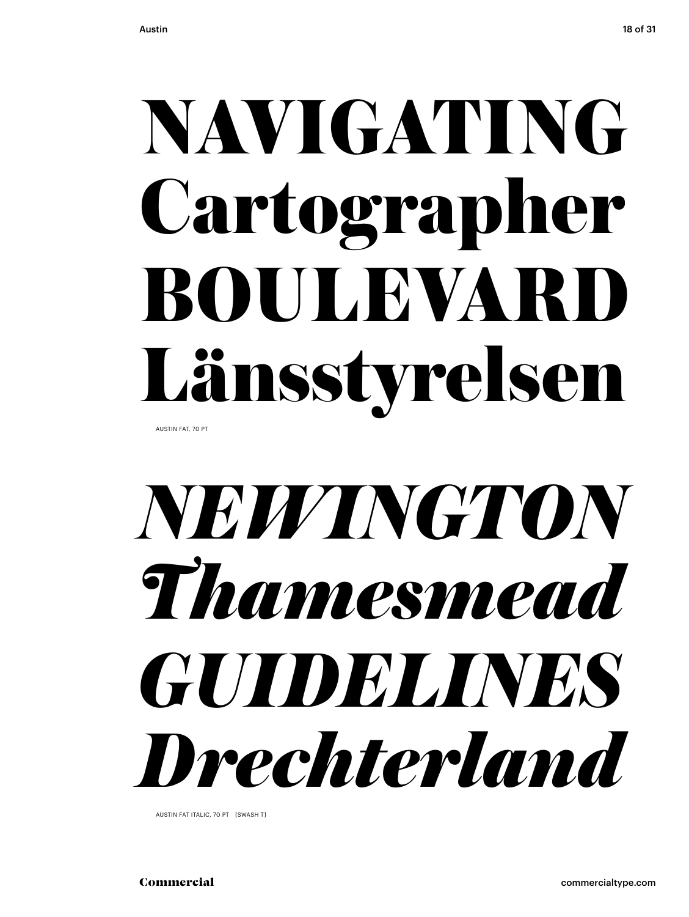NAVIGATING
Cartographer
BOULEVARD
Länsstyrelsen

AUSTIN FAT, 70 PT

*NEWINGTON*
*Thamesmead*
*GUIDELINES*
*Drechterland*

AUSTIN FAT ITALIC, 70 PT [SWASH T]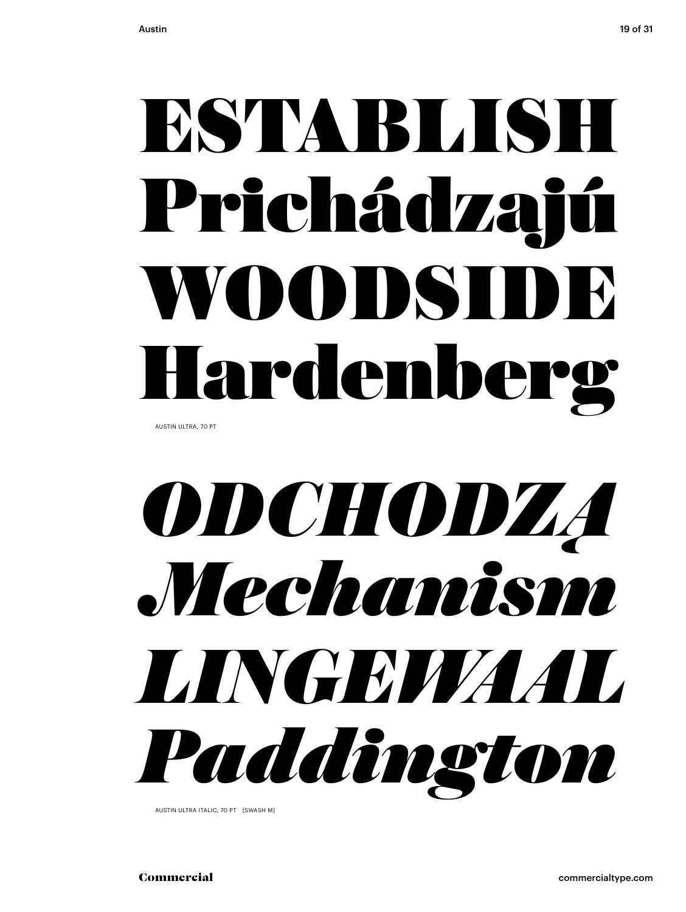ESTABLISH
Prichádzajú
WOODSIDE
Hardenberg

AUSTIN ULTRA, 70 PT

*ODCHODZĄ*
*Mechanism*
*LINGEWAAL*
*Paddington*

AUSTIN ULTRA ITALIC, 70 PT [SWASH M]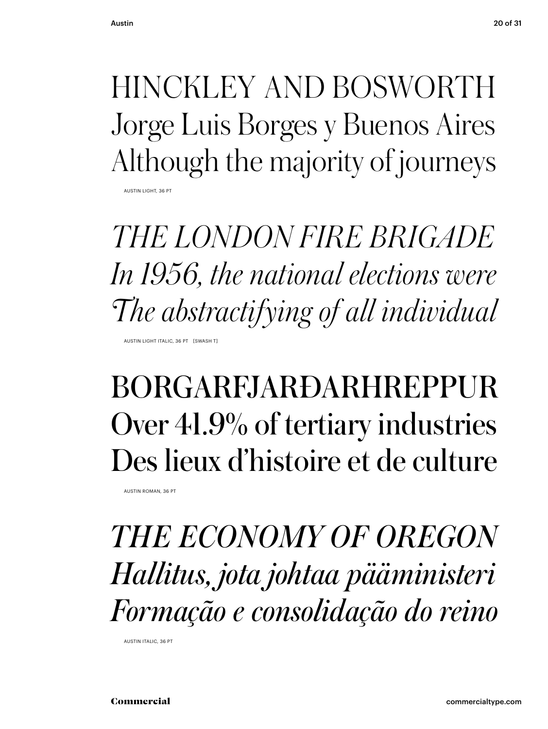HINCKLEY AND BOSWORTH
Jorge Luis Borges y Buenos Aires
Although the majority of journeys

AUSTIN LIGHT, 36 PT

*THE LONDON FIRE BRIGADE*
*In 1956, the national elections were*
*The abstractifying of all individual*

AUSTIN LIGHT ITALIC, 36 PT [SWASH T]

BORGARFJARÐARHREPPUR
Over 41.9% of tertiary industries
Des lieux d'histoire et de culture

AUSTIN ROMAN, 36 PT

*THE ECONOMY OF OREGON*
*Hallitus, jota johtaa pääministeri*
*Formação e consolidação do reino*

AUSTIN ITALIC, 36 PT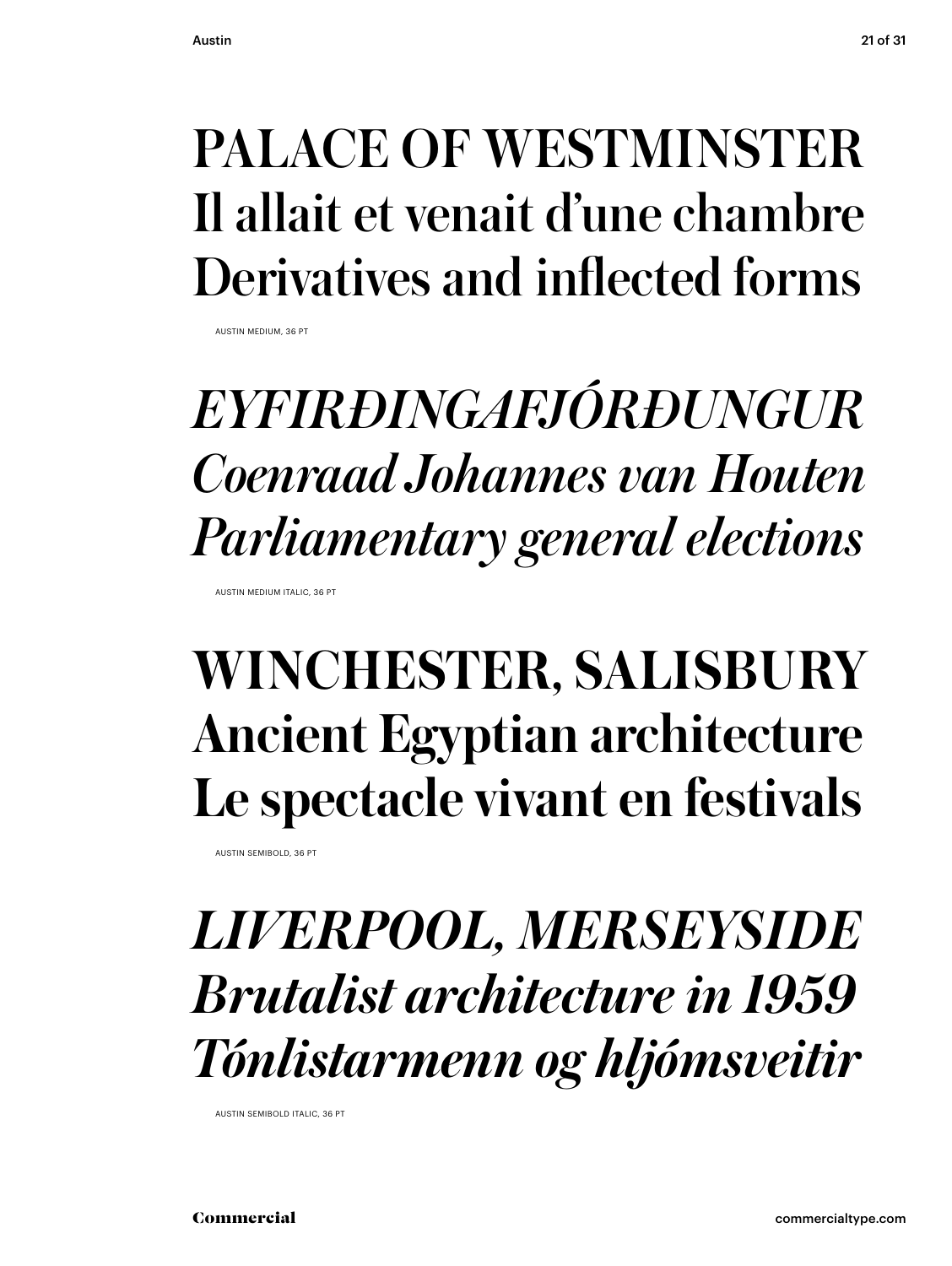PALACE OF WESTMINSTER
Il allait et venait d'une chambre
Derivatives and inflected forms

AUSTIN MEDIUM, 36 PT

*EYFIRÐINGAFJÓRÐUNGUR*
*Coenraad Johannes van Houten*
*Parliamentary general elections*

AUSTIN MEDIUM ITALIC, 36 PT

**WINCHESTER, SALISBURY**
**Ancient Egyptian architecture**
**Le spectacle vivant en festivals**

AUSTIN SEMIBOLD, 36 PT

***LIVERPOOL, MERSEYSIDE***
***Brutalist architecture in 1959***
***Tónlistarmenn og hljómsveitir***

AUSTIN SEMIBOLD ITALIC, 36 PT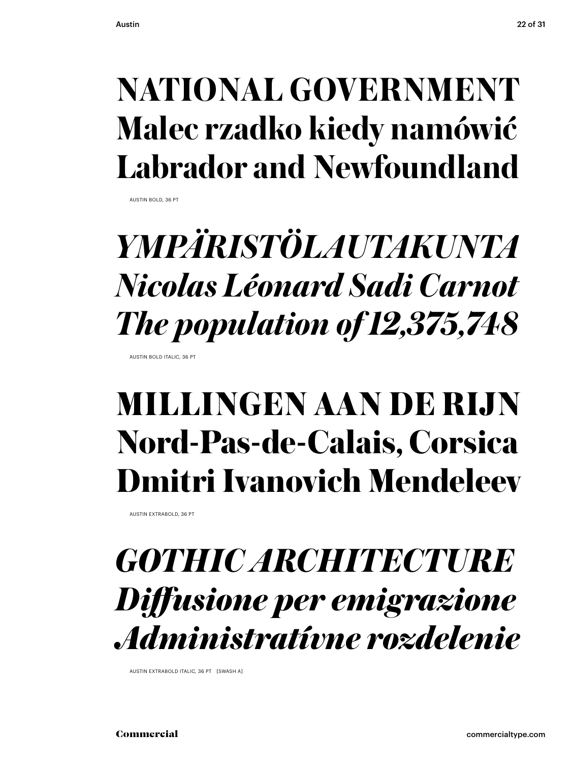**NATIONAL GOVERNMENT**
**Malec rzadko kiedy namówić**
**Labrador and Newfoundland**

AUSTIN BOLD, 36 PT

***YMPÄRISTÖLAUTAKUNTA***
***Nicolas Léonard Sadi Carnot***
***The population of 12,375,748***

AUSTIN BOLD ITALIC, 36 PT

**MILLINGEN AAN DE RIJN**
**Nord-Pas-de-Calais, Corsica**
**Dmitri Ivanovich Mendeleev**

AUSTIN EXTRABOLD, 36 PT

***GOTHIC ARCHITECTURE***
***Diffusione per emigrazione***
***Administratívne rozdelenie***

AUSTIN EXTRABOLD ITALIC, 36 PT [SWASH A]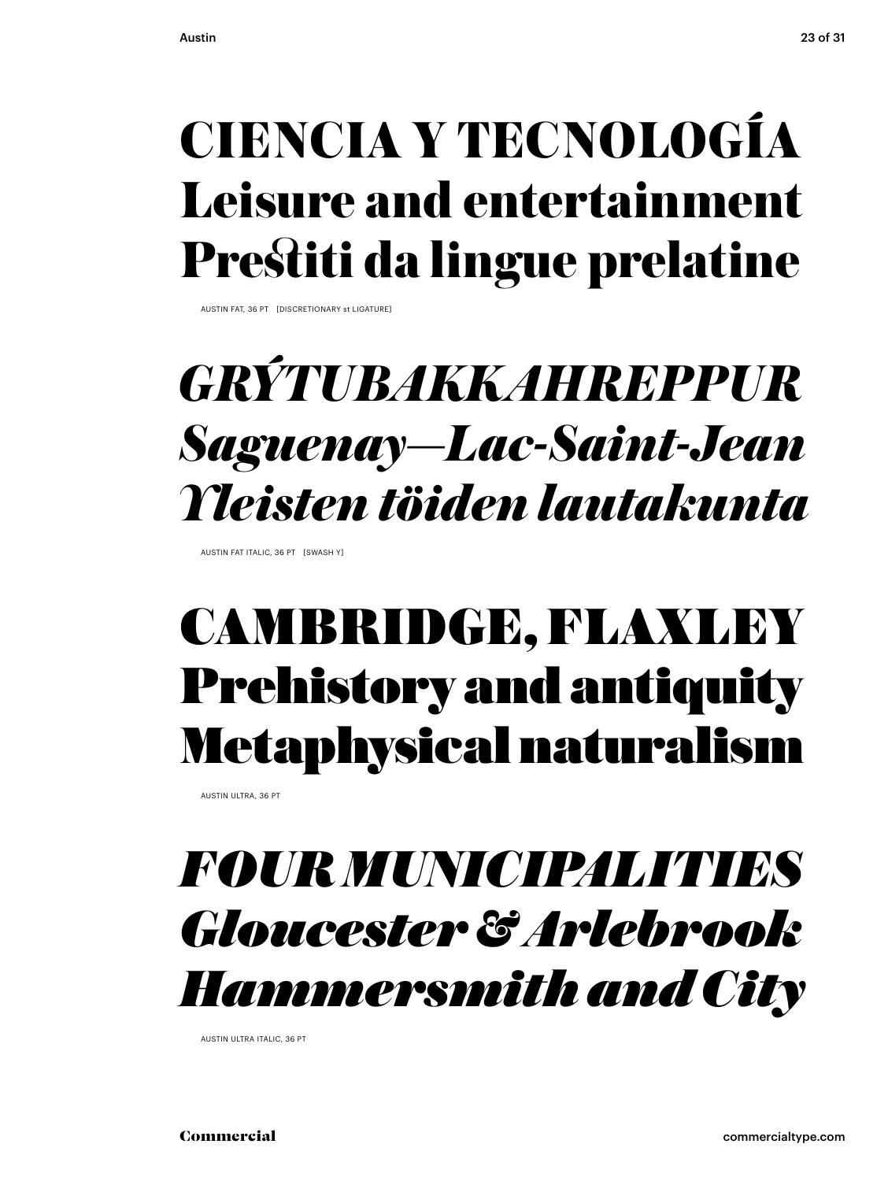CIENCIA Y TECNOLOGÍA
Leisure and entertainment
Prestiti da lingue prelatine

AUSTIN FAT, 36 PT [DISCRETIONARY st LIGATURE]

*GRÝTUBAKKAHREPPUR*
*Saguenay—Lac-Saint-Jean*
*Yleisten töiden lautakunta*

AUSTIN FAT ITALIC, 36 PT [SWASH Y]

CAMBRIDGE, FLAXLEY
Prehistory and antiquity
Metaphysical naturalism

AUSTIN ULTRA, 36 PT

*FOUR MUNICIPALITIES*
*Gloucester & Arlebrook*
*Hammersmith and City*

AUSTIN ULTRA ITALIC, 36 PT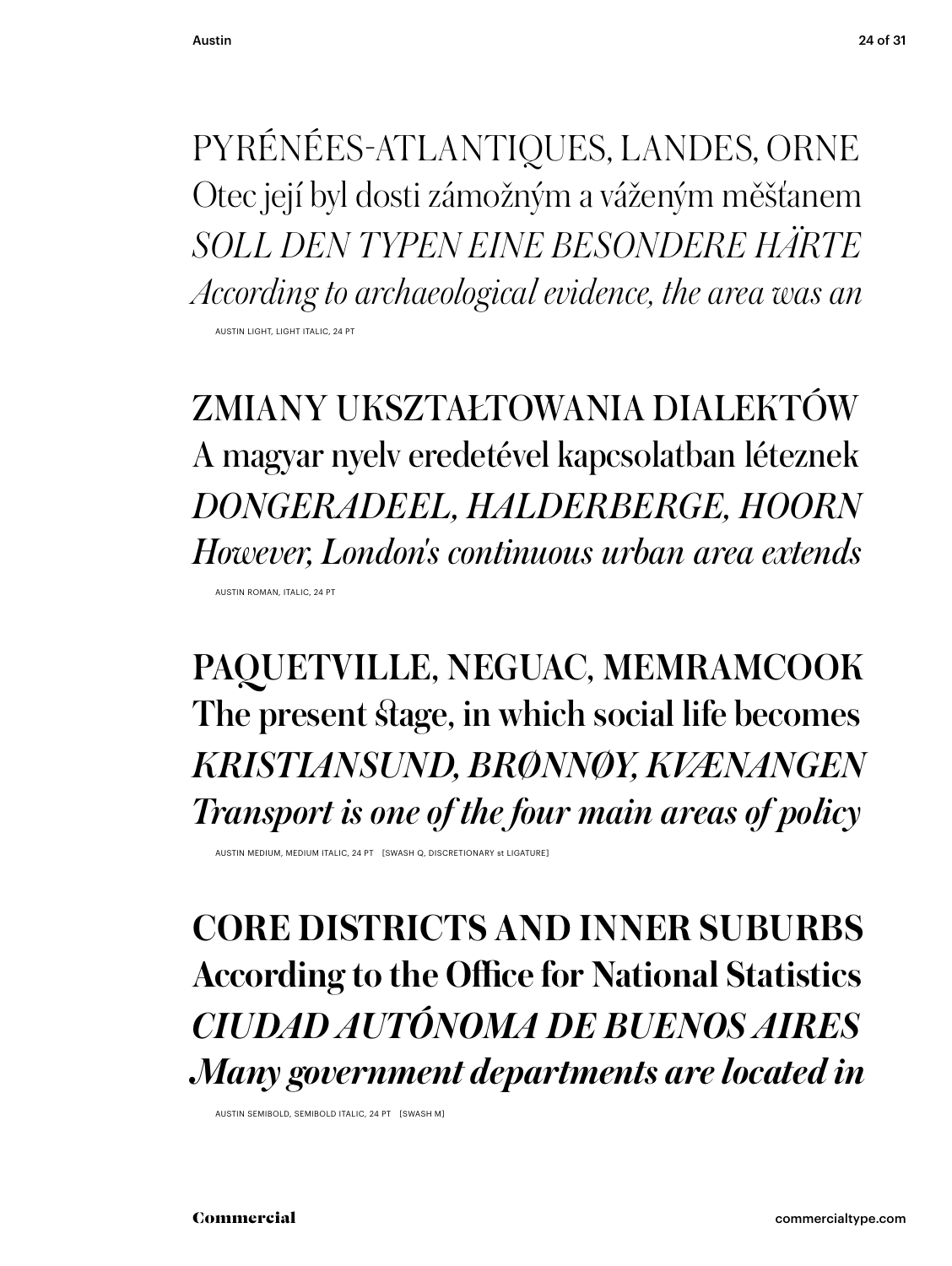PYRÉNÉES-ATLANTIQUES, LANDES, ORNE
Otec její byl dosti zámožným a váženým měšťanem
*SOLL DEN TYPEN EINE BESONDERE HÄRTE*
*According to archaeological evidence, the area was an*

AUSTIN LIGHT, LIGHT ITALIC, 24 PT

ZMIANY UKSZTAŁTOWANIA DIALEKTÓW
A magyar nyelv eredetével kapcsolatban léteznek
*DONGERADEEL, HALDERBERGE, HOORN*
*However, London's continuous urban area extends*

AUSTIN ROMAN, ITALIC, 24 PT

PAQUETVILLE, NEGUAC, MEMRAMCOOK
The present stage, in which social life becomes
*KRISTIANSUND, BRØNNØY, KVÆNANGEN*
*Transport is one of the four main areas of policy*

AUSTIN MEDIUM, MEDIUM ITALIC, 24 PT [SWASH Q, DISCRETIONARY st LIGATURE]

**CORE DISTRICTS AND INNER SUBURBS**
**According to the Office for National Statistics**
***CIUDAD AUTÓNOMA DE BUENOS AIRES***
***Many government departments are located in***

AUSTIN SEMIBOLD, SEMIBOLD ITALIC, 24 PT [SWASH M]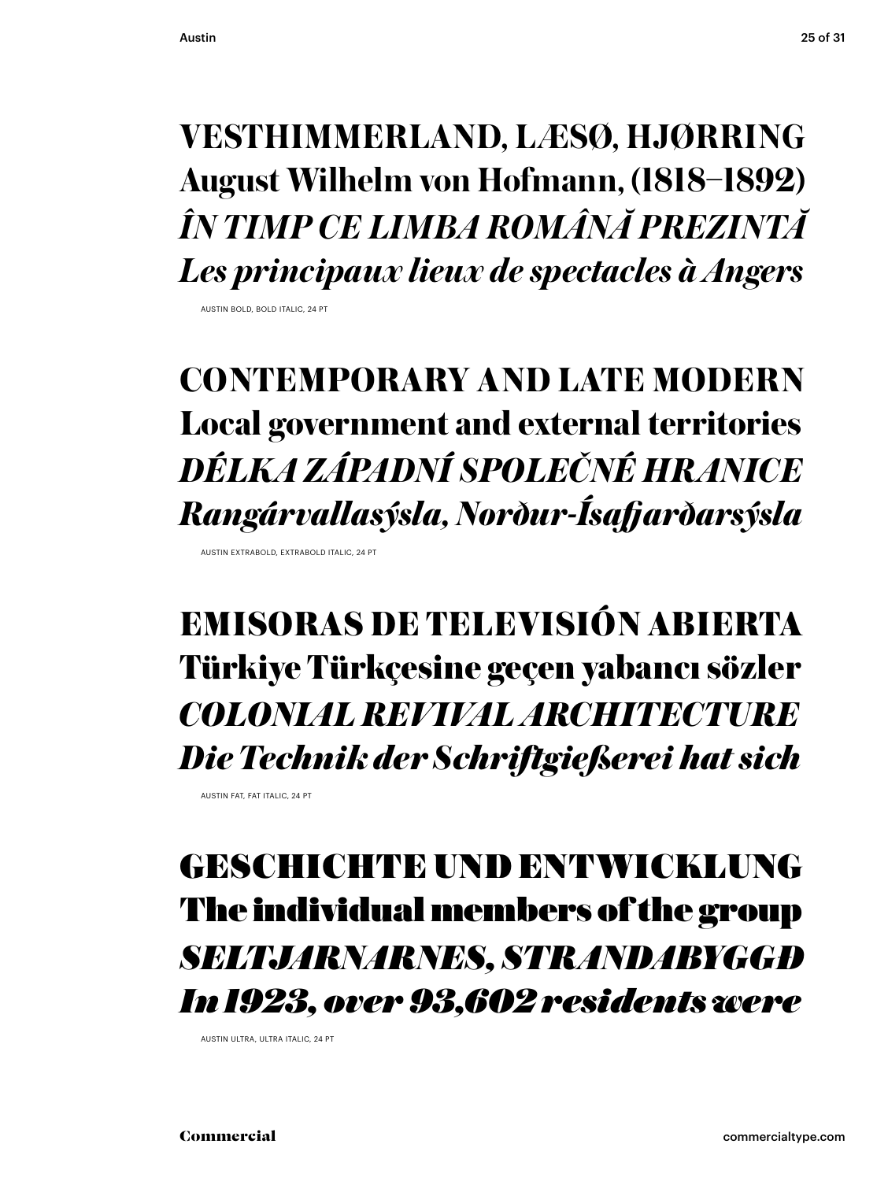**VESTHIMMERLAND, LÆSØ, HJØRRING**
**August Wilhelm von Hofmann, (1818–1892)**
***ÎN TIMP CE LIMBA ROMÂNĂ PREZINTĂ***
***Les principaux lieux de spectacles à Angers***

AUSTIN BOLD, BOLD ITALIC, 24 PT

**CONTEMPORARY AND LATE MODERN**
**Local government and external territories**
***DÉLKA ZÁPADNÍ SPOLEČNÉ HRANICE***
***Rangárvallasýsla, Norður-Ísafjarðarsýsla***

AUSTIN EXTRABOLD, EXTRABOLD ITALIC, 24 PT

**EMISORAS DE TELEVISIÓN ABIERTA**
**Türkiye Türkçesine geçen yabancı sözler**
***COLONIAL REVIVAL ARCHITECTURE***
***Die Technik der Schriftgießerei hat sich***

AUSTIN FAT, FAT ITALIC, 24 PT

**GESCHICHTE UND ENTWICKLUNG**
**The individual members of the group**
***SELTJARNARNES, STRANDABYGGÐ***
***In 1923, over 93,602 residents were***

AUSTIN ULTRA, ULTRA ITALIC, 24 PT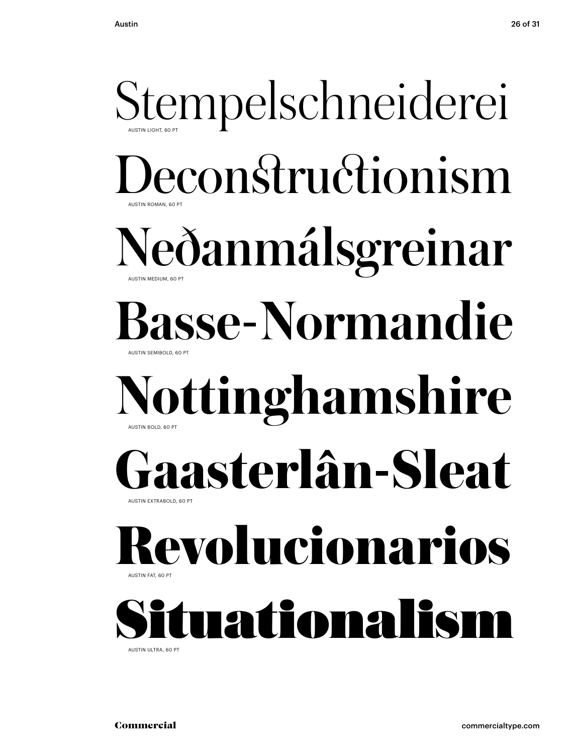Stempelschneiderei

AUSTIN LIGHT, 60 PT

Deconstructionism

AUSTIN ROMAN, 60 PT

Neðanmálsgreinar

AUSTIN MEDIUM, 60 PT

Basse-Normandie

AUSTIN SEMIBOLD, 60 PT

Nottinghamshire

AUSTIN BOLD, 60 PT

Gaasterlân-Sleat

AUSTIN EXTRABOLD, 60 PT

Revolucionarios

AUSTIN FAT, 60 PT

Situationalism

AUSTIN ULTRA, 60 PT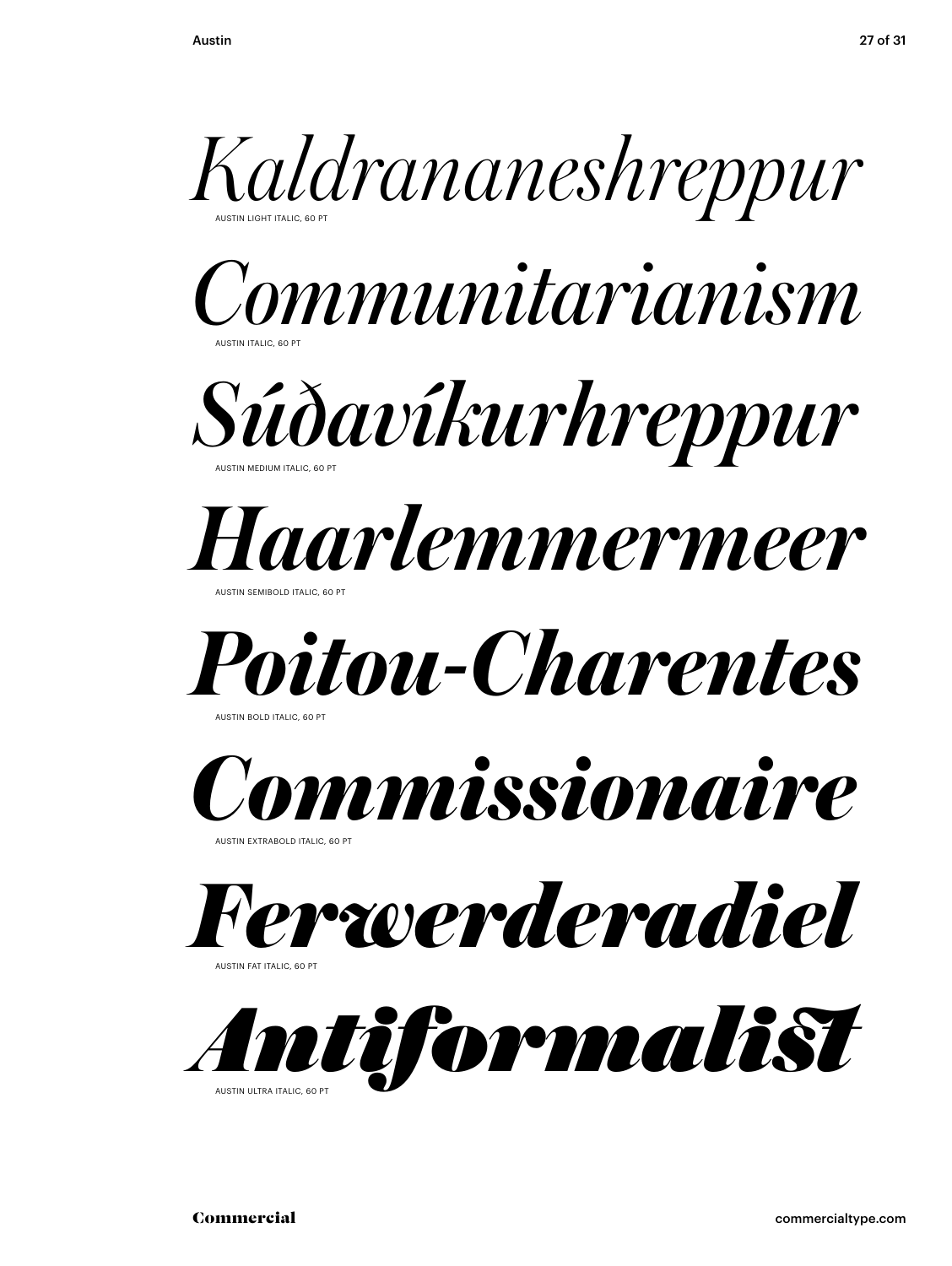*Kaldrananeshreppur*

AUSTIN LIGHT ITALIC, 60 PT

*Communitarianism*

AUSTIN ITALIC, 60 PT

*Súðavíkurhreppur*

AUSTIN MEDIUM ITALIC, 60 PT

***Haarlemmermeer***

AUSTIN SEMIBOLD ITALIC, 60 PT

***Poitou-Charentes***

AUSTIN BOLD ITALIC, 60 PT

***Commissionaire***

AUSTIN EXTRABOLD ITALIC, 60 PT

***Ferwerderadiel***

AUSTIN FAT ITALIC, 60 PT

***Antiformalist***

AUSTIN ULTRA ITALIC, 60 PT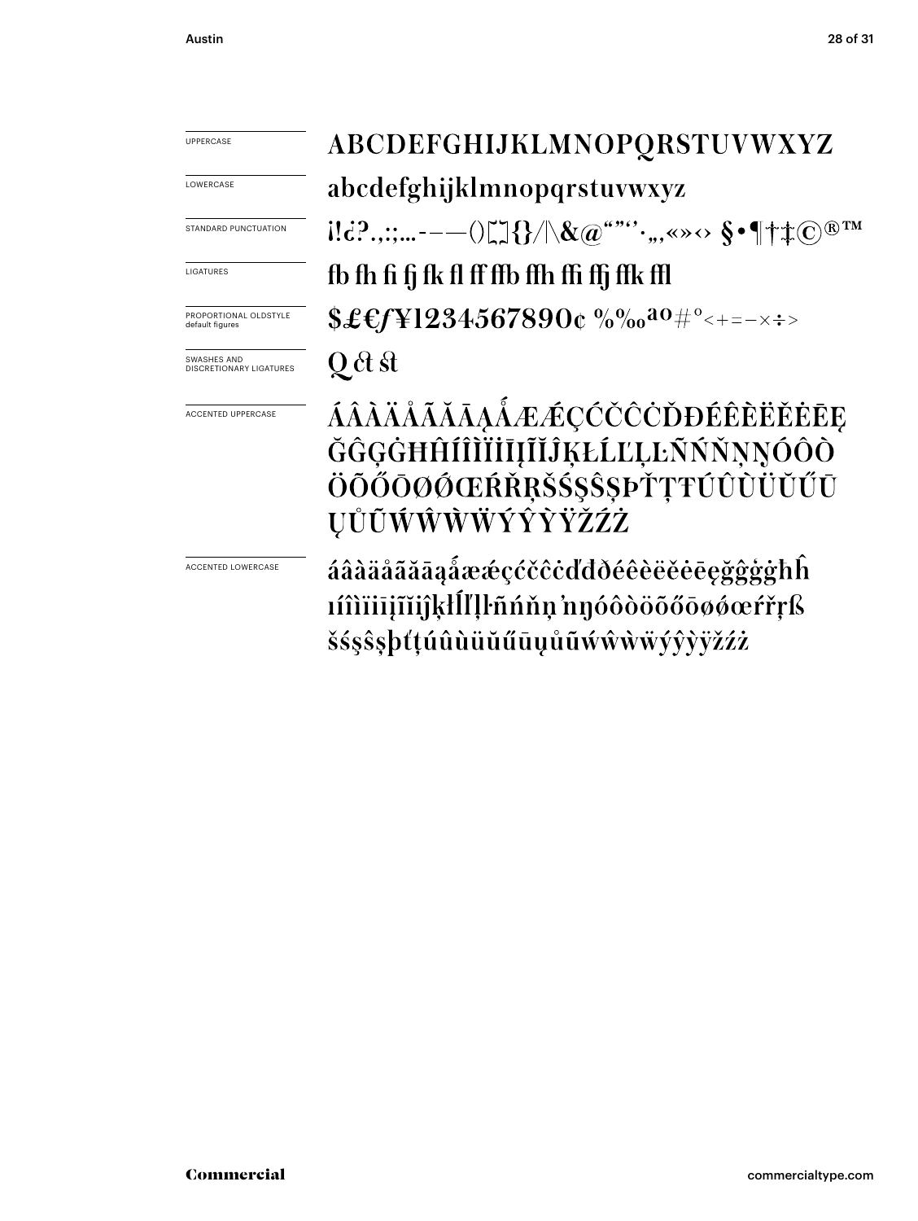| | |
|---|---|
| UPPERCASE | ABCDEFGHIJKLMNOPQRSTUVWXYZ |
| LOWERCASE | abcdefghijklmnopqrstuvwxyz |
| STANDARD PUNCTUATION | ¡!¿?.,:;…-–—()[]{}/\&@""''·‚„«»‹› §•¶†‡©®™ |
| LIGATURES | fb fh fi fj fk fl ff ffb ffh ffi ffj ffk ffl |
| PROPORTIONAL OLDSTYLE default figures | $£€ƒ¥1234567890¢ %‰ªº#°<+=−×÷> |
| SWASHES AND DISCRETIONARY LIGATURES | Q ct st |
| ACCENTED UPPERCASE | ÁÂÀÄÅÃĂĀĄǺÆǼÇĆČĈĊĎĐÉÊÈËĚĖĒĘĞĜĢĠĦĤÍÎÌÏİĪĮĨĬĴĶŁĹĽĻĿÑŃŇŅŊÓÔÒÖÕŐŌØǾŒŔŘŖŠŚŞŜȘÞŤŢŦÚÛÙÜŬŰŪŲŮŨẂŴẀẄÝŶỲŸŽŹŻ |
| ACCENTED LOWERCASE | áâàäåãăāąǻæǽçćčĉċďđðéêèëěėēęğĝģġħĥıíîìïīįĩĭĵķłĺľļŀñńňņŉŋóôòöõőōøǿœŕřŗßšśşŝșþťţúûùüŭűūųůũẃŵẁẅýŷỳÿžźż |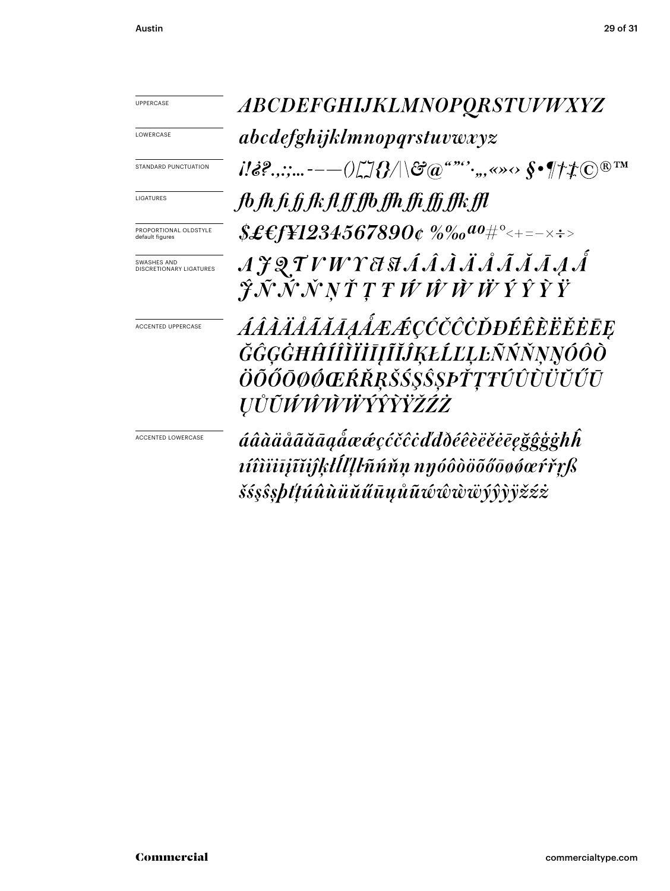UPPERCASE

*ABCDEFGHIJKLMNOPQRSTUVWXYZ*

LOWERCASE

*abcdefghijklmnopqrstuvwxyz*

STANDARD PUNCTUATION

*¡!¿?.,:;...-–—()[]{}/|\&@“”‘’·„‚«»‹› §•¶†‡©®™*

LIGATURES

*fb fh fi fj fk fl ff ffb ffh ffi ffj ffk ffl*

PROPORTIONAL OLDSTYLE default figures

*$£€ƒ¥1234567890¢ %‰ªº#°<+=−×÷>*

SWASHES AND DISCRETIONARY LIGATURES

*A J Q T V W Y ct st Á Â À Ä Å Ã Ă Ā Ą Ǻ*
*Ĵ Ñ Ń Ň Ņ Ť Ţ Ŧ Ẃ Ŵ Ẁ Ẅ Ý Ŷ Ỳ Ÿ*

ACCENTED UPPERCASE

*ÁÂÀÄÅÃĂĀĄǺÆǼÇĆČĈĊĎĐÉÊÈËĚĖĒĘ*
*ĞĜĢĠĦĤÍÎÌÏİĪĮĨĬĴĶŁĹĽĻĿÑŃŇŅŊÓÔÒ*
*ÖÕŐŌØǾŒŔŘŖŠŚŞŜȘÞŤŢŦÚÛÙÜŬŰŪ*
*ŲŮŨẂŴẀẄÝŶỲŸŽŹŻ*

ACCENTED LOWERCASE

*áâàäåãăāąǻæǽçćčĉċďđéêèëěėēęğĝģġħĥ*
*ıíîìïīįĩĭĳĵķłĺľļŀñńňņ ŋóôòöõőōøǿœŕřŗß*
*šśşŝșþťţúûùüŭűūųůũẃŵẁẅýŷỳÿžźż*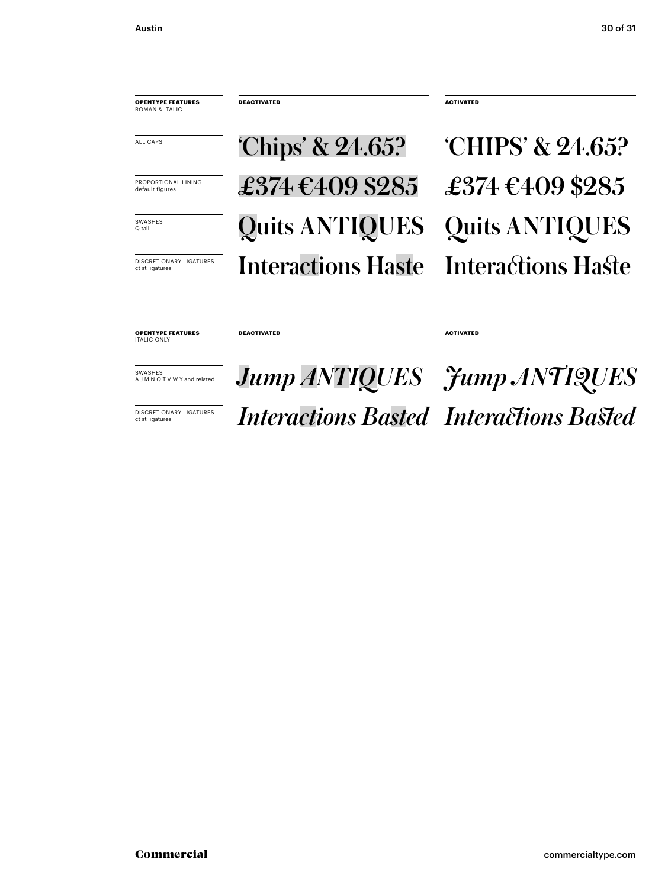| **OPENTYPE FEATURES** ROMAN & ITALIC | **DEACTIVATED** | **ACTIVATED** |
|---|---|---|
| ALL CAPS | ‘Chips’ & 24.65? | ‘CHIPS’ & 24.65? |
| PROPORTIONAL LINING default figures | £374 €409 $285 | £374 €409 $285 |
| SWASHES Q tail | Quits ANTIQUES | Quits ANTIQUES |
| DISCRETIONARY LIGATURES ct st ligatures | Interactions Haste | Interactions Haste |

| **OPENTYPE FEATURES** ITALIC ONLY | **DEACTIVATED** | **ACTIVATED** |
|---|---|---|
| SWASHES A J M N Q T V W Y and related | *Jump ANTIQUES* | *Jump ANTIQUES* |
| DISCRETIONARY LIGATURES ct st ligatures | *Interactions Basted* | *Interactions Basted* |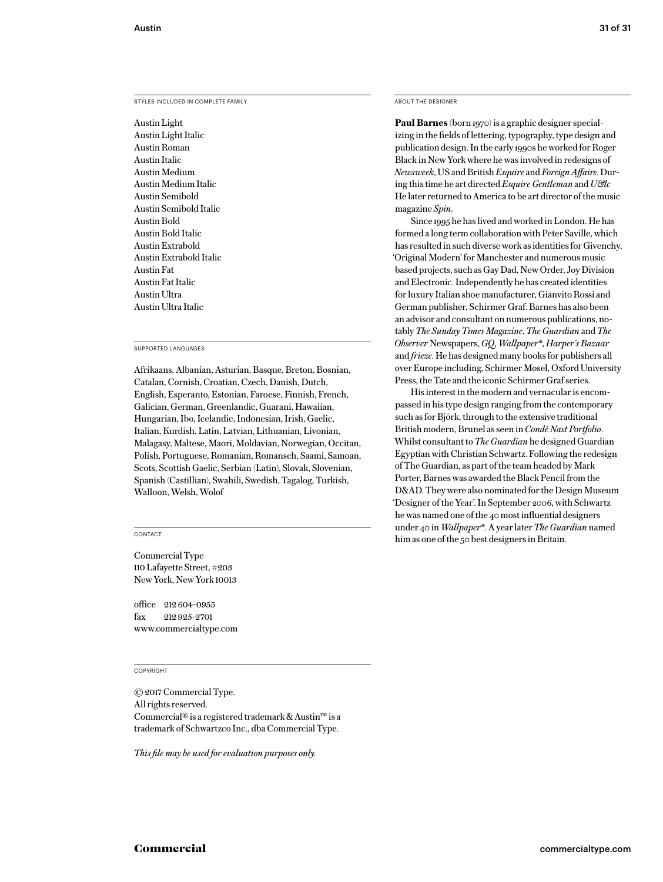## STYLES INCLUDED IN COMPLETE FAMILY

Austin Light
Austin Light Italic
Austin Roman
Austin Italic
Austin Medium
Austin Medium Italic
Austin Semibold
Austin Semibold Italic
Austin Bold
Austin Bold Italic
Austin Extrabold
Austin Extrabold Italic
Austin Fat
Austin Fat Italic
Austin Ultra
Austin Ultra Italic

## SUPPORTED LANGUAGES

Afrikaans, Albanian, Asturian, Basque, Breton, Bosnian, Catalan, Cornish, Croatian, Czech, Danish, Dutch, English, Esperanto, Estonian, Faroese, Finnish, French, Galician, German, Greenlandic, Guarani, Hawaiian, Hungarian, Ibo, Icelandic, Indonesian, Irish, Gaelic, Italian, Kurdish, Latin, Latvian, Lithuanian, Livonian, Malagasy, Maltese, Maori, Moldavian, Norwegian, Occitan, Polish, Portuguese, Romanian, Romansch, Saami, Samoan, Scots, Scottish Gaelic, Serbian (Latin), Slovak, Slovenian, Spanish (Castillian), Swahili, Swedish, Tagalog, Turkish, Walloon, Welsh, Wolof

## CONTACT

Commercial Type
110 Lafayette Street, #203
New York, New York 10013

office 212 604-0955
fax 212 925-2701
www.commercialtype.com

## COPYRIGHT

© 2017 Commercial Type.
All rights reserved.
Commercial® is a registered trademark & Austin™ is a trademark of Schwartzco Inc., dba Commercial Type.

*This file may be used for evaluation purposes only.*

## ABOUT THE DESIGNER

**Paul Barnes** (born 1970) is a graphic designer specializing in the fields of lettering, typography, type design and publication design. In the early 1990s he worked for Roger Black in New York where he was involved in redesigns of *Newsweek*, US and British *Esquire* and *Foreign Affairs*. During this time he art directed *Esquire Gentleman* and *U&lc* He later returned to America to be art director of the music magazine *Spin*.

Since 1995 he has lived and worked in London. He has formed a long term collaboration with Peter Saville, which has resulted in such diverse work as identities for Givenchy, 'Original Modern' for Manchester and numerous music based projects, such as Gay Dad, New Order, Joy Division and Electronic. Independently he has created identities for luxury Italian shoe manufacturer, Gianvito Rossi and German publisher, Schirmer Graf. Barnes has also been an advisor and consultant on numerous publications, notably *The Sunday Times Magazine*, *The Guardian* and *The Observer* Newspapers, *GQ*, *Wallpaper**, *Harper's Bazaar* and *frieze*. He has designed many books for publishers all over Europe including, Schirmer Mosel, Oxford University Press, the Tate and the iconic Schirmer Graf series.

His interest in the modern and vernacular is encompassed in his type design ranging from the contemporary such as for Björk, through to the extensive traditional British modern, Brunel as seen in *Condé Nast Portfolio*. Whilst consultant to *The Guardian* he designed Guardian Egyptian with Christian Schwartz. Following the redesign of The Guardian, as part of the team headed by Mark Porter, Barnes was awarded the Black Pencil from the D&AD. They were also nominated for the Design Museum 'Designer of the Year'. In September 2006, with Schwartz he was named one of the 40 most influential designers under 40 in *Wallpaper**. A year later *The Guardian* named him as one of the 50 best designers in Britain.